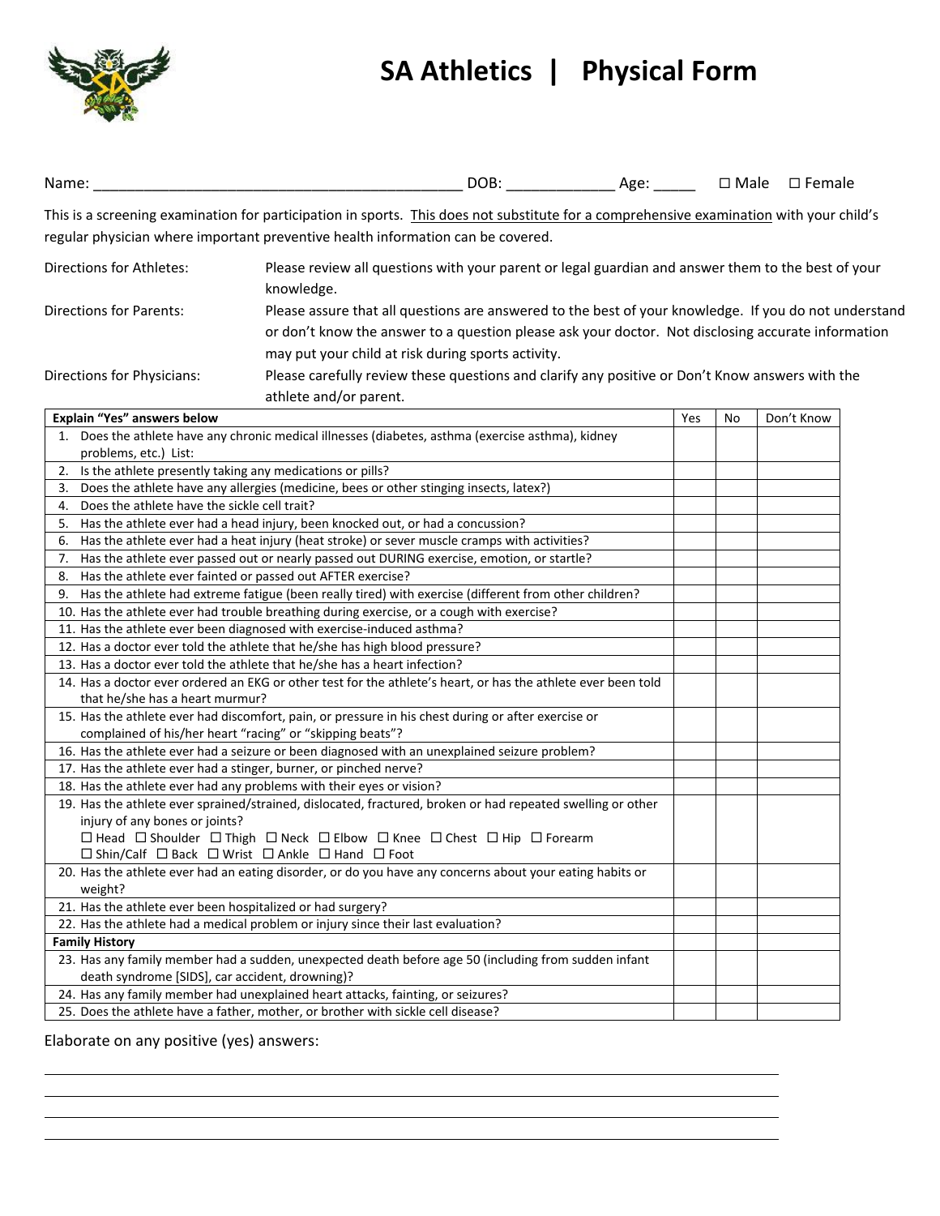# SA Athletics | Physical Form

Name: ___________________________________________ DOB: ____________ Age: _____ ☐ Male ☐ Female

This is a screening examination for participation in sports. This does not substitute for a comprehensive examination with your child's regular physician where important preventive health information can be covered.

Directions for Athletes: Please review all questions with your parent or legal guardian and answer them to the best of your knowledge.

Directions for Parents: Please assure that all questions are answered to the best of your knowledge. If you do not understand or don't know the answer to a question please ask your doctor. Not disclosing accurate information may put your child at risk during sports activity.

Directions for Physicians: Please carefully review these questions and clarify any positive or Don't Know answers with the athlete and/or parent.

| **Explain "Yes" answers below** | Yes | No | Don't Know |
|---|---|---|---|
| 1. Does the athlete have any chronic medical illnesses (diabetes, asthma (exercise asthma), kidney problems, etc.) List: | | | |
| 2. Is the athlete presently taking any medications or pills? | | | |
| 3. Does the athlete have any allergies (medicine, bees or other stinging insects, latex?) | | | |
| 4. Does the athlete have the sickle cell trait? | | | |
| 5. Has the athlete ever had a head injury, been knocked out, or had a concussion? | | | |
| 6. Has the athlete ever had a heat injury (heat stroke) or sever muscle cramps with activities? | | | |
| 7. Has the athlete ever passed out or nearly passed out DURING exercise, emotion, or startle? | | | |
| 8. Has the athlete ever fainted or passed out AFTER exercise? | | | |
| 9. Has the athlete had extreme fatigue (been really tired) with exercise (different from other children? | | | |
| 10. Has the athlete ever had trouble breathing during exercise, or a cough with exercise? | | | |
| 11. Has the athlete ever been diagnosed with exercise-induced asthma? | | | |
| 12. Has a doctor ever told the athlete that he/she has high blood pressure? | | | |
| 13. Has a doctor ever told the athlete that he/she has a heart infection? | | | |
| 14. Has a doctor ever ordered an EKG or other test for the athlete's heart, or has the athlete ever been told that he/she has a heart murmur? | | | |
| 15. Has the athlete ever had discomfort, pain, or pressure in his chest during or after exercise or complained of his/her heart "racing" or "skipping beats"? | | | |
| 16. Has the athlete ever had a seizure or been diagnosed with an unexplained seizure problem? | | | |
| 17. Has the athlete ever had a stinger, burner, or pinched nerve? | | | |
| 18. Has the athlete ever had any problems with their eyes or vision? | | | |
| 19. Has the athlete ever sprained/strained, dislocated, fractured, broken or had repeated swelling or other injury of any bones or joints? ☐ Head ☐ Shoulder ☐ Thigh ☐ Neck ☐ Elbow ☐ Knee ☐ Chest ☐ Hip ☐ Forearm ☐ Shin/Calf ☐ Back ☐ Wrist ☐ Ankle ☐ Hand ☐ Foot | | | |
| 20. Has the athlete ever had an eating disorder, or do you have any concerns about your eating habits or weight? | | | |
| 21. Has the athlete ever been hospitalized or had surgery? | | | |
| 22. Has the athlete had a medical problem or injury since their last evaluation? | | | |
| **Family History** | | | |
| 23. Has any family member had a sudden, unexpected death before age 50 (including from sudden infant death syndrome [SIDS], car accident, drowning)? | | | |
| 24. Has any family member had unexplained heart attacks, fainting, or seizures? | | | |
| 25. Does the athlete have a father, mother, or brother with sickle cell disease? | | | |

Elaborate on any positive (yes) answers:

_______________________________________________________________________________

_______________________________________________________________________________

_______________________________________________________________________________

_______________________________________________________________________________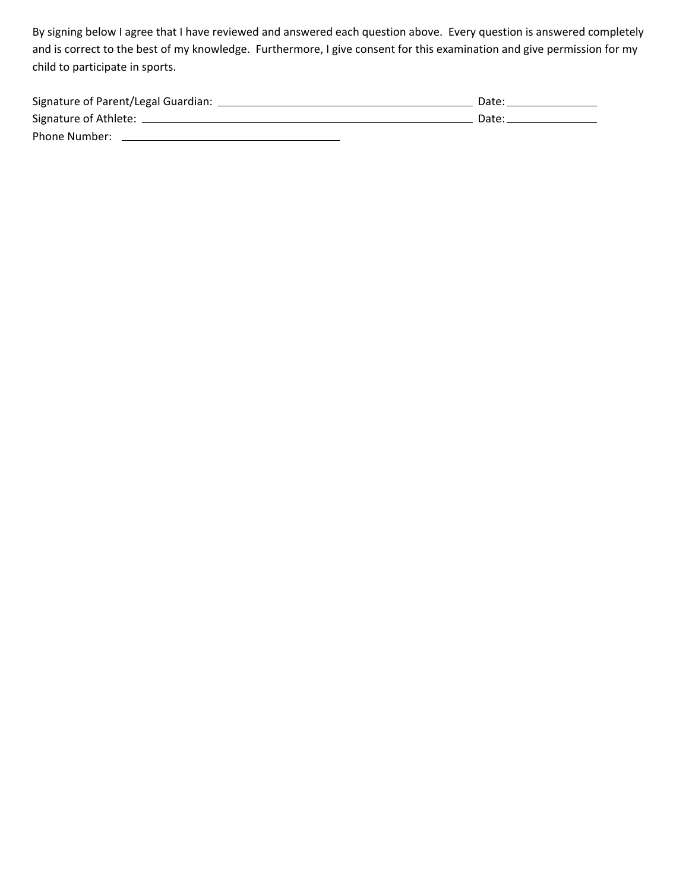By signing below I agree that I have reviewed and answered each question above. Every question is answered completely and is correct to the best of my knowledge. Furthermore, I give consent for this examination and give permission for my child to participate in sports.

Signature of Parent/Legal Guardian: ____________________________________________ Date: _______________

Signature of Athlete: ____________________________________________________________ Date: _______________

Phone Number: ______________________________________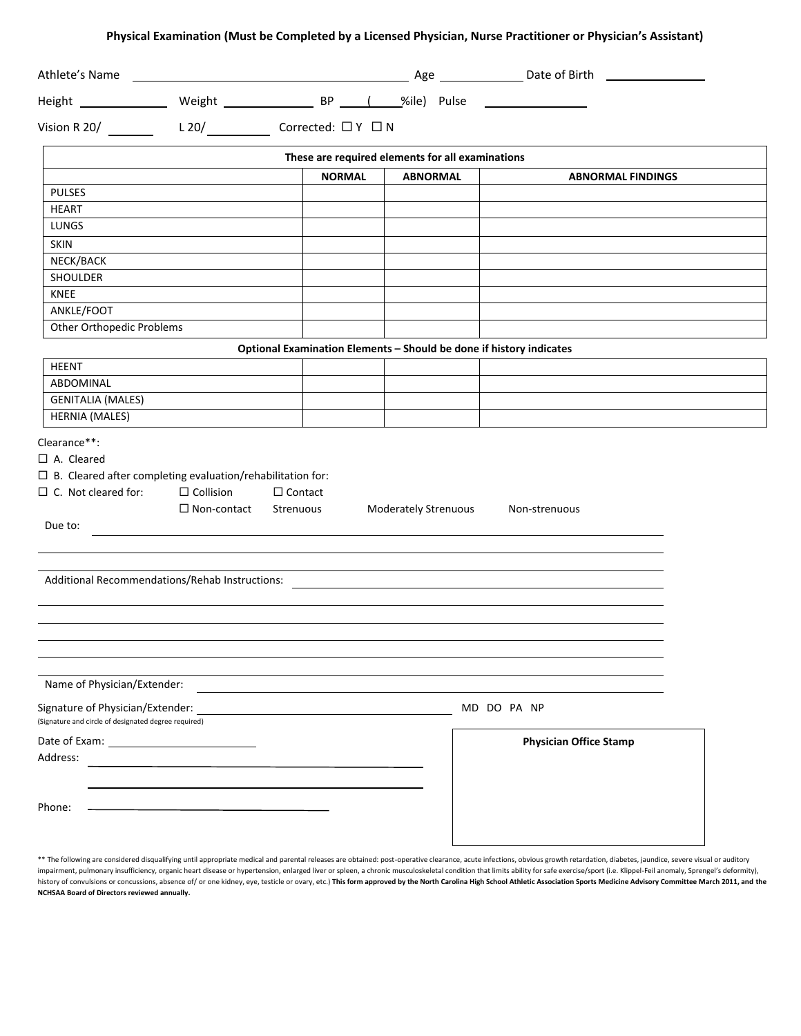**Physical Examination (Must be Completed by a Licensed Physician, Nurse Practitioner or Physician's Assistant)**

Athlete's Name _______________________ Age __________ Date of Birth ______________

Height ____________ Weight ____________ BP ____(____%ile) Pulse ____________

Vision R 20/ ______ L 20/ ________ Corrected: ☐ Y ☐ N

| These are required elements for all examinations | | | |
|---|---|---|---|
| | NORMAL | ABNORMAL | ABNORMAL FINDINGS |
| PULSES | | | |
| HEART | | | |
| LUNGS | | | |
| SKIN | | | |
| NECK/BACK | | | |
| SHOULDER | | | |
| KNEE | | | |
| ANKLE/FOOT | | | |
| Other Orthopedic Problems | | | |

**Optional Examination Elements – Should be done if history indicates**

| | | | |
|---|---|---|---|
| HEENT | | | |
| ABDOMINAL | | | |
| GENITALIA (MALES) | | | |
| HERNIA (MALES) | | | |

Clearance**:

☐ A. Cleared

☐ B. Cleared after completing evaluation/rehabilitation for:

☐ C. Not cleared for: ☐ Collision ☐ Contact

☐ Non-contact Strenuous Moderately Strenuous Non-strenuous

Due to: ________________________________________________

________________________________________________

Additional Recommendations/Rehab Instructions: ________________________________________________

________________________________________________

________________________________________________

________________________________________________

________________________________________________

Name of Physician/Extender: ________________________________________________

Signature of Physician/Extender: ______________________________ MD DO PA NP

(Signature and circle of designated degree required)

Date of Exam: ____________________

Address: ________________________________________________

________________________________________________

Phone: ______________________________

**Physician Office Stamp**

** The following are considered disqualifying until appropriate medical and parental releases are obtained: post-operative clearance, acute infections, obvious growth retardation, diabetes, jaundice, severe visual or auditory impairment, pulmonary insufficiency, organic heart disease or hypertension, enlarged liver or spleen, a chronic musculoskeletal condition that limits ability for safe exercise/sport (i.e. Klippel-Feil anomaly, Sprengel's deformity), history of convulsions or concussions, absence of/ or one kidney, eye, testicle or ovary, etc.) **This form approved by the North Carolina High School Athletic Association Sports Medicine Advisory Committee March 2011, and the NCHSAA Board of Directors reviewed annually.**